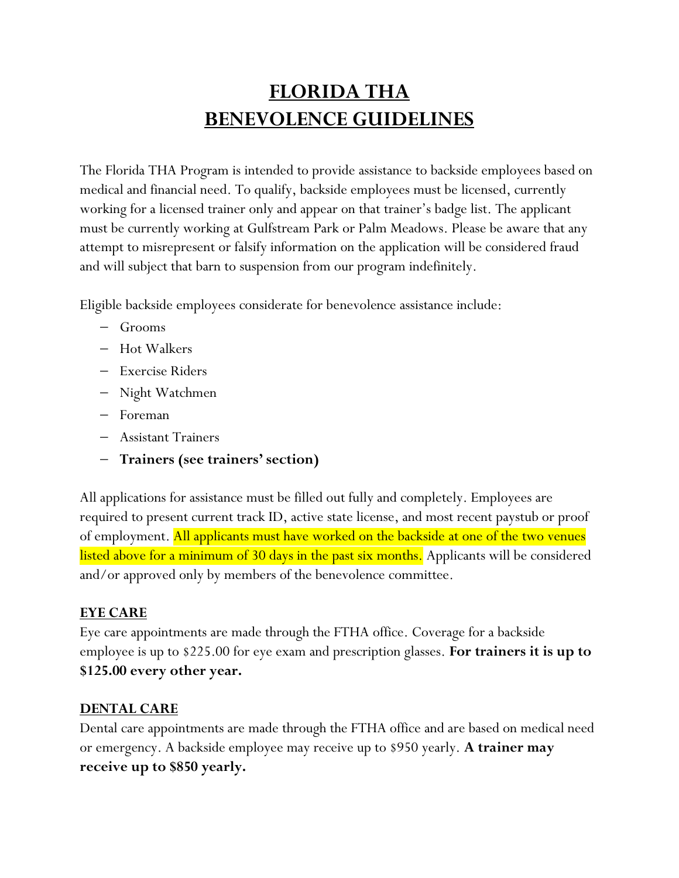# FLORIDA THA
# BENEVOLENCE GUIDELINES

The Florida THA Program is intended to provide assistance to backside employees based on medical and financial need. To qualify, backside employees must be licensed, currently working for a licensed trainer only and appear on that trainer's badge list. The applicant must be currently working at Gulfstream Park or Palm Meadows. Please be aware that any attempt to misrepresent or falsify information on the application will be considered fraud and will subject that barn to suspension from our program indefinitely.

Eligible backside employees considerate for benevolence assistance include:

- Grooms
- Hot Walkers
- Exercise Riders
- Night Watchmen
- Foreman
- Assistant Trainers
- **Trainers (see trainers' section)**

All applications for assistance must be filled out fully and completely. Employees are required to present current track ID, active state license, and most recent paystub or proof of employment. All applicants must have worked on the backside at one of the two venues listed above for a minimum of 30 days in the past six months. Applicants will be considered and/or approved only by members of the benevolence committee.

## EYE CARE

Eye care appointments are made through the FTHA office. Coverage for a backside employee is up to $225.00 for eye exam and prescription glasses. **For trainers it is up to $125.00 every other year.**

## DENTAL CARE

Dental care appointments are made through the FTHA office and are based on medical need or emergency. A backside employee may receive up to $950 yearly. **A trainer may receive up to $850 yearly.**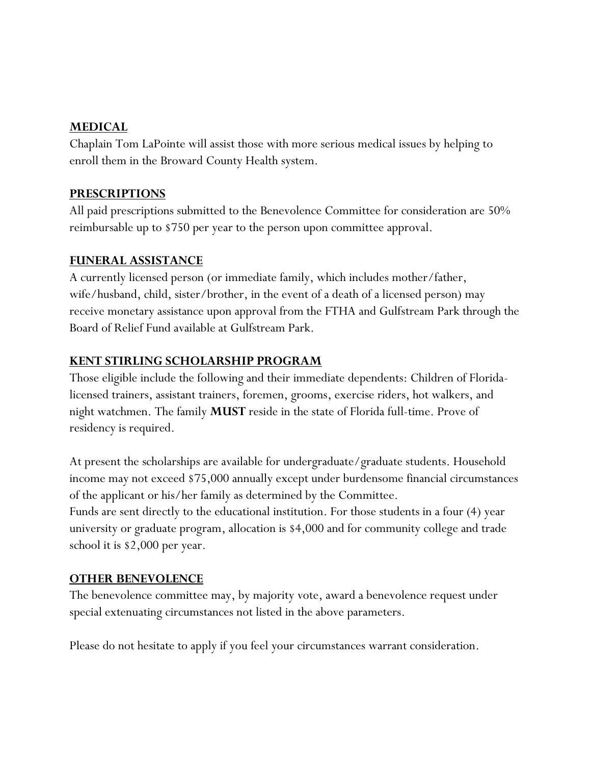## MEDICAL

Chaplain Tom LaPointe will assist those with more serious medical issues by helping to enroll them in the Broward County Health system.

## PRESCRIPTIONS

All paid prescriptions submitted to the Benevolence Committee for consideration are 50% reimbursable up to $750 per year to the person upon committee approval.

## FUNERAL ASSISTANCE

A currently licensed person (or immediate family, which includes mother/father, wife/husband, child, sister/brother, in the event of a death of a licensed person) may receive monetary assistance upon approval from the FTHA and Gulfstream Park through the Board of Relief Fund available at Gulfstream Park.

## KENT STIRLING SCHOLARSHIP PROGRAM

Those eligible include the following and their immediate dependents: Children of Florida-licensed trainers, assistant trainers, foremen, grooms, exercise riders, hot walkers, and night watchmen. The family **MUST** reside in the state of Florida full-time. Prove of residency is required.

At present the scholarships are available for undergraduate/graduate students. Household income may not exceed $75,000 annually except under burdensome financial circumstances of the applicant or his/her family as determined by the Committee.
Funds are sent directly to the educational institution. For those students in a four (4) year university or graduate program, allocation is $4,000 and for community college and trade school it is $2,000 per year.

## OTHER BENEVOLENCE

The benevolence committee may, by majority vote, award a benevolence request under special extenuating circumstances not listed in the above parameters.

Please do not hesitate to apply if you feel your circumstances warrant consideration.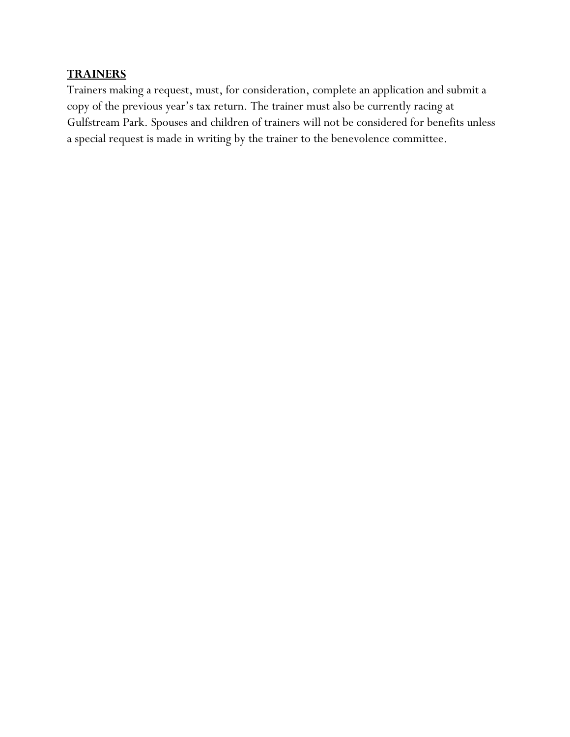## **TRAINERS**

Trainers making a request, must, for consideration, complete an application and submit a copy of the previous year's tax return. The trainer must also be currently racing at Gulfstream Park. Spouses and children of trainers will not be considered for benefits unless a special request is made in writing by the trainer to the benevolence committee.